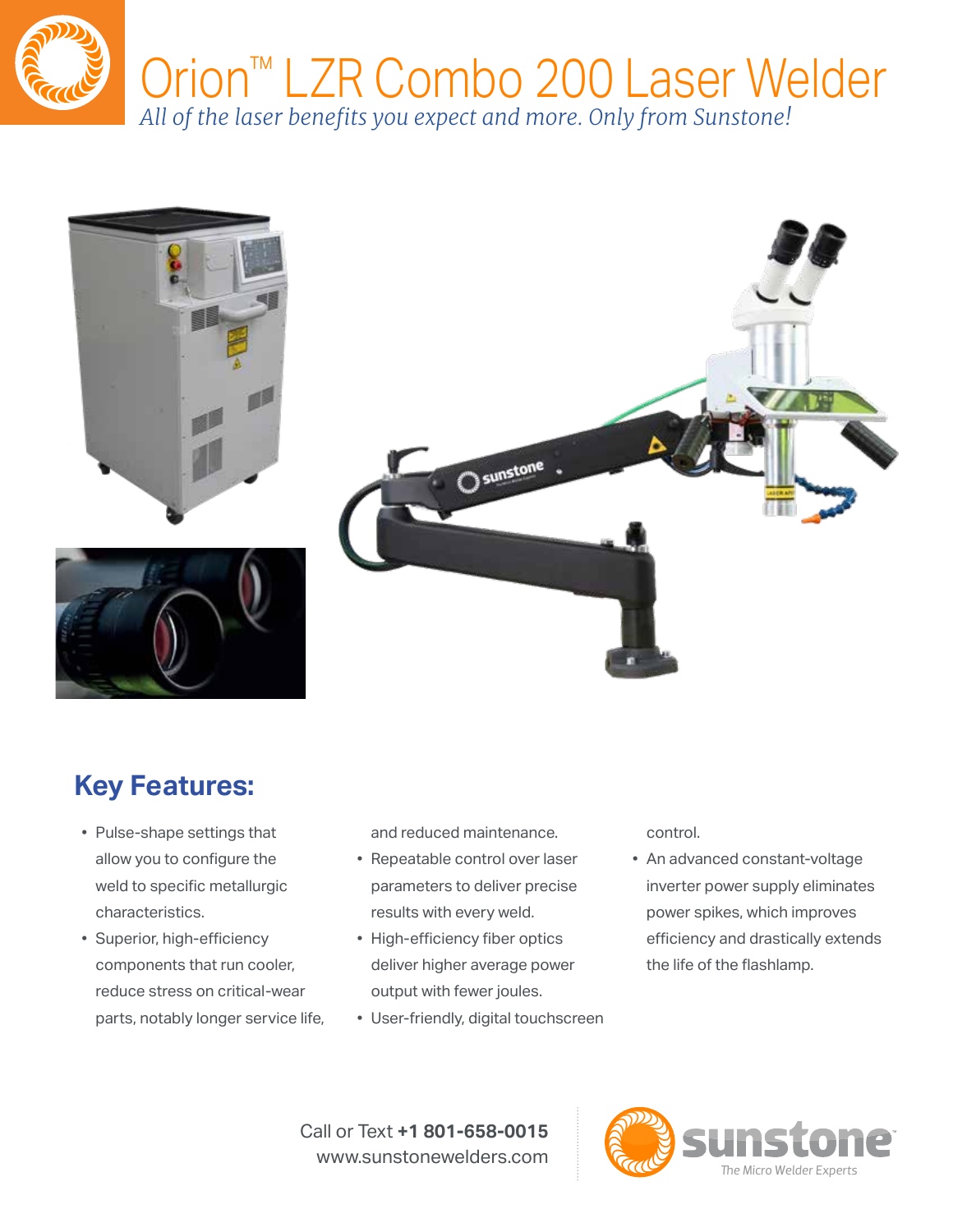# Orion™ LZR Combo 200 Laser Welder

*All of the laser benefits you expect and more. Only from Sunstone!*

## Key Features:

- Pulse-shape settings that allow you to configure the weld to specific metallurgic characteristics.
- Superior, high-efficiency components that run cooler, reduce stress on critical-wear parts, notably longer service life, and reduced maintenance.
- Repeatable control over laser parameters to deliver precise results with every weld.
- High-efficiency fiber optics deliver higher average power output with fewer joules.
- User-friendly, digital touchscreen control.
- An advanced constant-voltage inverter power supply eliminates power spikes, which improves efficiency and drastically extends the life of the flashlamp.

Call or Text **+1 801-658-0015**
www.sunstonewelders.com

sunstone
The Micro Welder Experts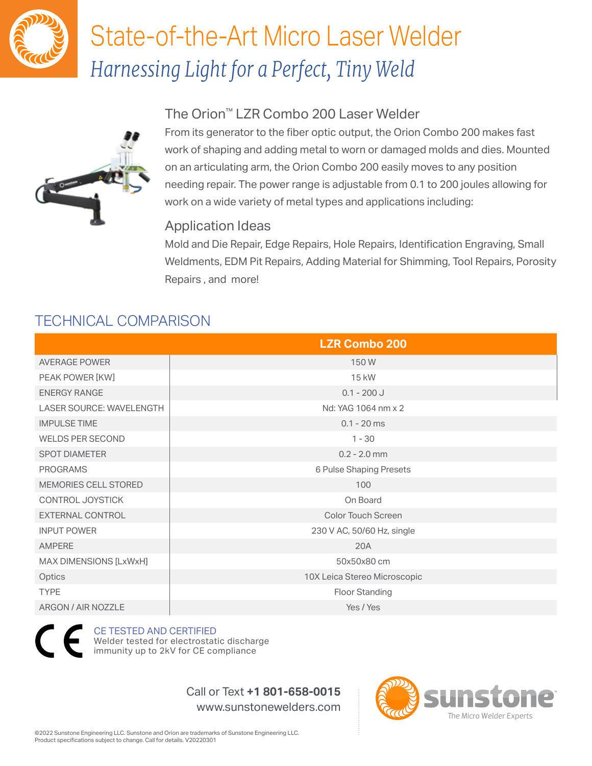# State-of-the-Art Micro Laser Welder

*Harnessing Light for a Perfect, Tiny Weld*

## The Orion™ LZR Combo 200 Laser Welder

From its generator to the fiber optic output, the Orion Combo 200 makes fast work of shaping and adding metal to worn or damaged molds and dies. Mounted on an articulating arm, the Orion Combo 200 easily moves to any position needing repair. The power range is adjustable from 0.1 to 200 joules allowing for work on a wide variety of metal types and applications including:

## Application Ideas

Mold and Die Repair, Edge Repairs, Hole Repairs, Identification Engraving, Small Weldments, EDM Pit Repairs, Adding Material for Shimming, Tool Repairs, Porosity Repairs , and more!

## TECHNICAL COMPARISON

| | LZR Combo 200 |
|---|---|
| AVERAGE POWER | 150 W |
| PEAK POWER [KW] | 15 kW |
| ENERGY RANGE | 0.1 - 200 J |
| LASER SOURCE: WAVELENGTH | Nd: YAG 1064 nm x 2 |
| IMPULSE TIME | 0.1 - 20 ms |
| WELDS PER SECOND | 1 - 30 |
| SPOT DIAMETER | 0.2 - 2.0 mm |
| PROGRAMS | 6 Pulse Shaping Presets |
| MEMORIES CELL STORED | 100 |
| CONTROL JOYSTICK | On Board |
| EXTERNAL CONTROL | Color Touch Screen |
| INPUT POWER | 230 V AC, 50/60 Hz, single |
| AMPERE | 20A |
| MAX DIMENSIONS [LxWxH] | 50x50x80 cm |
| Optics | 10X Leica Stereo Microscopic |
| TYPE | Floor Standing |
| ARGON / AIR NOZZLE | Yes / Yes |

CE TESTED AND CERTIFIED
Welder tested for electrostatic discharge immunity up to 2kV for CE compliance

Call or Text **+1 801-658-0015**
www.sunstonewelders.com

sunstone
The Micro Welder Experts

©2022 Sunstone Engineering LLC. Sunstone and Orion are trademarks of Sunstone Engineering LLC.
Product specifications subject to change. Call for details. V20220301